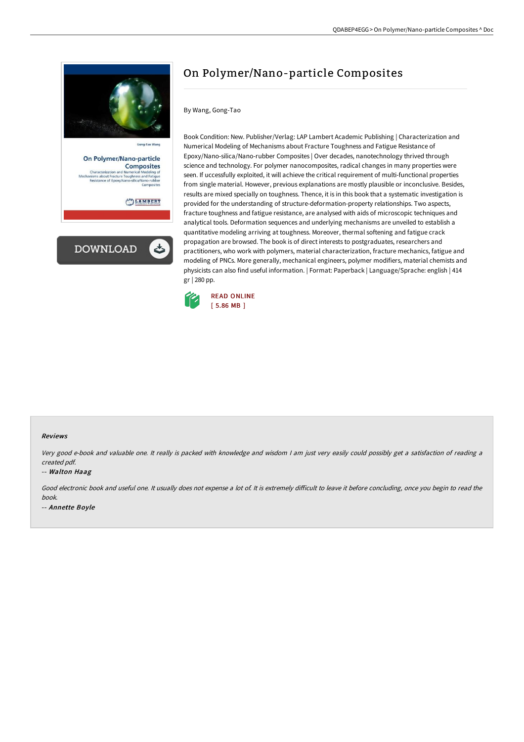# On Polymer/Nano-particle Composites

By Wang, Gong-Tao

Book Condition: New. Publisher/Verlag: LAP Lambert Academic Publishing | Characterization and Numerical Modeling of Mechanisms about Fracture Toughness and Fatigue Resistance of Epoxy/Nano-silica/Nano-rubber Composites | Over decades, nanotechnology thrived through science and technology. For polymer nanocomposites, radical changes in many properties were seen. If successfully exploited, it will achieve the critical requirement of multi-functional properties from single material. However, previous explanations are mostly plausible or inconclusive. Besides, results are mixed specially on toughness. Thence, it is in this book that a systematic investigation is provided for the understanding of structure-deformation-property relationships. Two aspects, fracture toughness and fatigue resistance, are analysed with aids of microscopic techniques and analytical tools. Deformation sequences and underlying mechanisms are unveiled to establish a quantitative modeling arriving at toughness. Moreover, thermal softening and fatigue crack propagation are browsed. The book is of direct interests to postgraduates, researchers and practitioners, who work with polymers, material characterization, fracture mechanics, fatigue and modeling of PNCs. More generally, mechanical engineers, polymer modifiers, material chemists and physicists can also find useful information. | Format: Paperback | Language/Sprache: english | 414 gr | 280 pp.

READ ONLINE
[ 5.86 MB ]

### Reviews

*Very good e-book and valuable one. It really is packed with knowledge and wisdom I am just very easily could possibly get a satisfaction of reading a created pdf.*

*-- Walton Haag*

*Good electronic book and useful one. It usually does not expense a lot of. It is extremely difficult to leave it before concluding, once you begin to read the book.*

*-- Annette Boyle*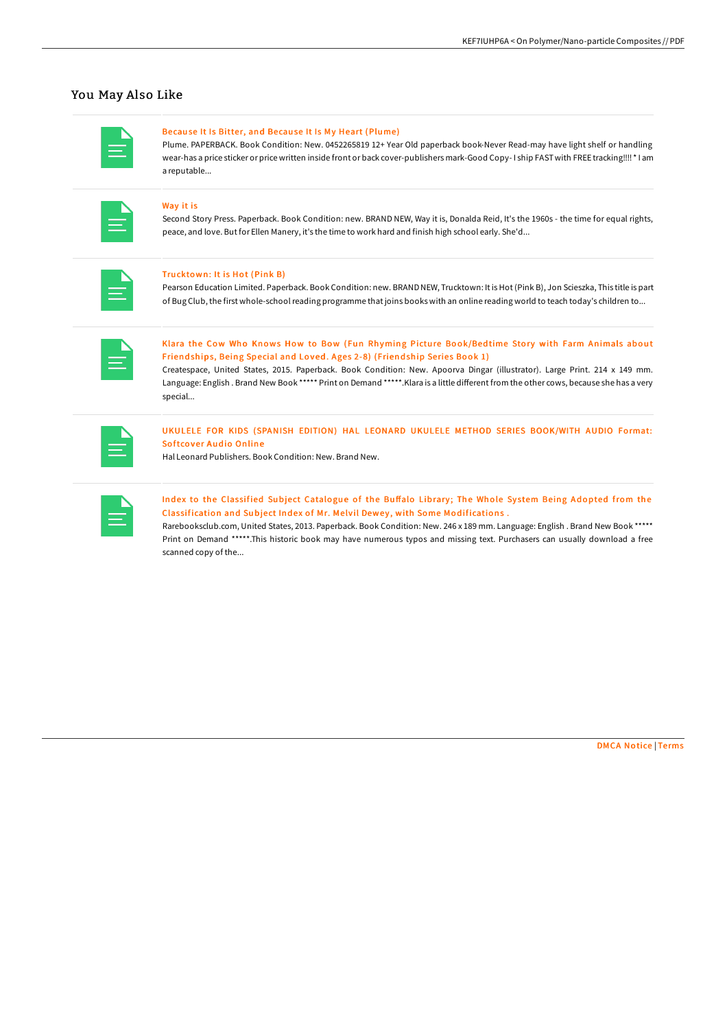## You May Also Like

### Because It Is Bitter, and Because It Is My Heart (Plume)

Plume. PAPERBACK. Book Condition: New. 0452265819 12+ Year Old paperback book-Never Read-may have light shelf or handling wear-has a price sticker or price written inside front or back cover-publishers mark-Good Copy- I ship FAST with FREE tracking!!!! * I am a reputable...

### Way it is

Second Story Press. Paperback. Book Condition: new. BRAND NEW, Way it is, Donalda Reid, It's the 1960s - the time for equal rights, peace, and love. But for Ellen Manery, it's the time to work hard and finish high school early. She'd...

### Trucktown: It is Hot (Pink B)

Pearson Education Limited. Paperback. Book Condition: new. BRAND NEW, Trucktown: It is Hot (Pink B), Jon Scieszka, This title is part of Bug Club, the first whole-school reading programme that joins books with an online reading world to teach today's children to...

### Klara the Cow Who Knows How to Bow (Fun Rhyming Picture Book/Bedtime Story with Farm Animals about Friendships, Being Special and Loved. Ages 2-8) (Friendship Series Book 1)

Createspace, United States, 2015. Paperback. Book Condition: New. Apoorva Dingar (illustrator). Large Print. 214 x 149 mm. Language: English . Brand New Book ***** Print on Demand *****.Klara is a little different from the other cows, because she has a very special...

### UKULELE FOR KIDS (SPANISH EDITION) HAL LEONARD UKULELE METHOD SERIES BOOK/WITH AUDIO Format: Softcover Audio Online

Hal Leonard Publishers. Book Condition: New. Brand New.

### Index to the Classified Subject Catalogue of the Buffalo Library; The Whole System Being Adopted from the Classification and Subject Index of Mr. Melvil Dewey, with Some Modifications .

Rarebooksclub.com, United States, 2013. Paperback. Book Condition: New. 246 x 189 mm. Language: English . Brand New Book ***** Print on Demand *****.This historic book may have numerous typos and missing text. Purchasers can usually download a free scanned copy of the...